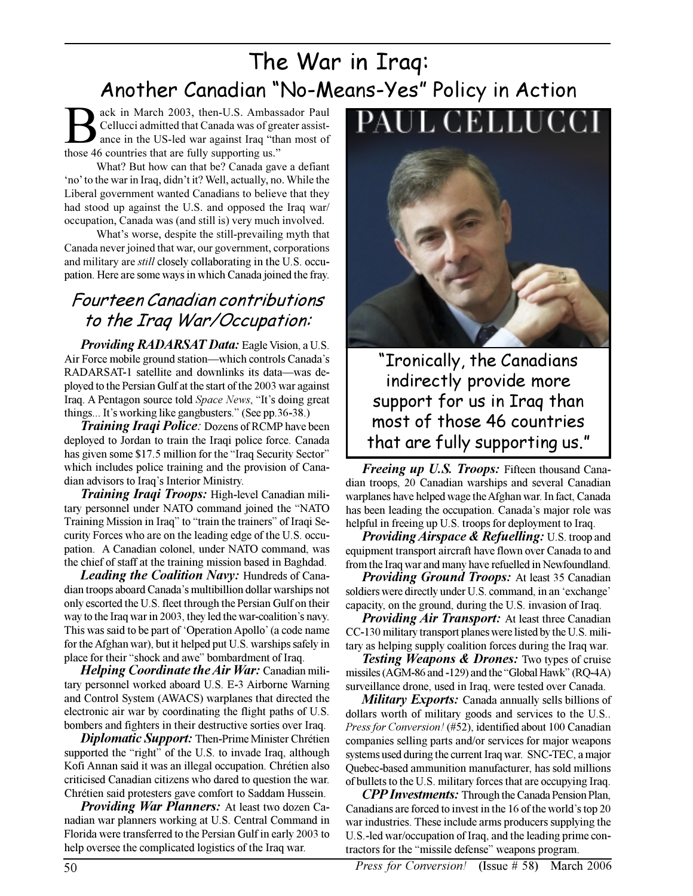# The War in Iraq:
## Another Canadian "No-Means-Yes" Policy in Action

Back in March 2003, then-U.S. Ambassador Paul Cellucci admitted that Canada was of greater assistance in the US-led war against Iraq "than most of those 46 countries that are fully supporting us."

What? But how can that be? Canada gave a defiant 'no' to the war in Iraq, didn't it? Well, actually, no. While the Liberal government wanted Canadians to believe that they had stood up against the U.S. and opposed the Iraq war/occupation, Canada was (and still is) very much involved.

What's worse, despite the still-prevailing myth that Canada never joined that war, our government, corporations and military are *still* closely collaborating in the U.S. occupation. Here are some ways in which Canada joined the fray.

PAUL CELLUCCI

"Ironically, the Canadians indirectly provide more support for us in Iraq than most of those 46 countries that are fully supporting us."

### *Fourteen Canadian contributions to the Iraq War/Occupation:*

***Providing RADARSAT Data:*** Eagle Vision, a U.S. Air Force mobile ground station—which controls Canada's RADARSAT-1 satellite and downlinks its data—was deployed to the Persian Gulf at the start of the 2003 war against Iraq. A Pentagon source told *Space News*, "It's doing great things... It's working like gangbusters." (See pp.36-38.)

***Training Iraqi Police:*** Dozens of RCMP have been deployed to Jordan to train the Iraqi police force. Canada has given some $17.5 million for the "Iraq Security Sector" which includes police training and the provision of Canadian advisors to Iraq's Interior Ministry.

***Training Iraqi Troops:*** High-level Canadian military personnel under NATO command joined the "NATO Training Mission in Iraq" to "train the trainers" of Iraqi Security Forces who are on the leading edge of the U.S. occupation. A Canadian colonel, under NATO command, was the chief of staff at the training mission based in Baghdad.

***Leading the Coalition Navy:*** Hundreds of Canadian troops aboard Canada's multibillion dollar warships not only escorted the U.S. fleet through the Persian Gulf on their way to the Iraq war in 2003, they led the war-coalition's navy. This was said to be part of 'Operation Apollo' (a code name for the Afghan war), but it helped put U.S. warships safely in place for their "shock and awe" bombardment of Iraq.

***Helping Coordinate the Air War:*** Canadian military personnel worked aboard U.S. E-3 Airborne Warning and Control System (AWACS) warplanes that directed the electronic air war by coordinating the flight paths of U.S. bombers and fighters in their destructive sorties over Iraq.

***Diplomatic Support:*** Then-Prime Minister Chrétien supported the "right" of the U.S. to invade Iraq, although Kofi Annan said it was an illegal occupation. Chrétien also criticised Canadian citizens who dared to question the war. Chrétien said protesters gave comfort to Saddam Hussein.

***Providing War Planners:*** At least two dozen Canadian war planners working at U.S. Central Command in Florida were transferred to the Persian Gulf in early 2003 to help oversee the complicated logistics of the Iraq war.

***Freeing up U.S. Troops:*** Fifteen thousand Canadian troops, 20 Canadian warships and several Canadian warplanes have helped wage the Afghan war. In fact, Canada has been leading the occupation. Canada's major role was helpful in freeing up U.S. troops for deployment to Iraq.

***Providing Airspace & Refuelling:*** U.S. troop and equipment transport aircraft have flown over Canada to and from the Iraq war and many have refuelled in Newfoundland.

***Providing Ground Troops:*** At least 35 Canadian soldiers were directly under U.S. command, in an 'exchange' capacity, on the ground, during the U.S. invasion of Iraq.

***Providing Air Transport:*** At least three Canadian CC-130 military transport planes were listed by the U.S. military as helping supply coalition forces during the Iraq war.

***Testing Weapons & Drones:*** Two types of cruise missiles (AGM-86 and -129) and the "Global Hawk" (RQ-4A) surveillance drone, used in Iraq, were tested over Canada.

***Military Exports:*** Canada annually sells billions of dollars worth of military goods and services to the U.S.. *Press for Conversion!* (#52), identified about 100 Canadian companies selling parts and/or services for major weapons systems used during the current Iraq war. SNC-TEC, a major Quebec-based ammunition manufacturer, has sold millions of bullets to the U.S. military forces that are occupying Iraq.

***CPP Investments:*** Through the Canada Pension Plan, Canadians are forced to invest in the 16 of the world's top 20 war industries. These include arms producers supplying the U.S.-led war/occupation of Iraq, and the leading prime contractors for the "missile defense" weapons program.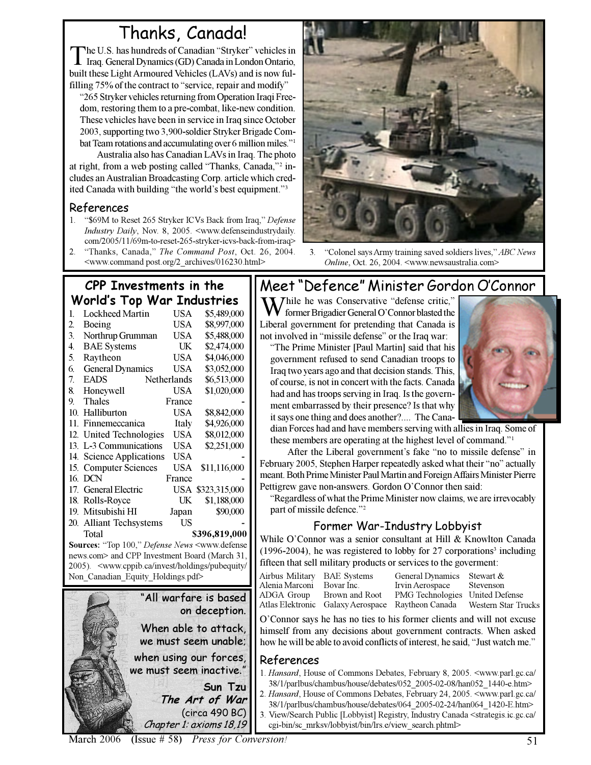# Thanks, Canada!

The U.S. has hundreds of Canadian "Stryker" vehicles in Iraq. General Dynamics (GD) Canada in London Ontario, built these Light Armoured Vehicles (LAVs) and is now fulfilling 75% of the contract to "service, repair and modify"

> "265 Stryker vehicles returning from Operation Iraqi Freedom, restoring them to a pre-combat, like-new condition. These vehicles have been in service in Iraq since October 2003, supporting two 3,900-soldier Stryker Brigade Combat Team rotations and accumulating over 6 million miles."[1]

Australia also has Canadian LAVs in Iraq. The photo at right, from a web posting called "Thanks, Canada,"[2] includes an Australian Broadcasting Corp. article which credited Canada with building "the world's best equipment."[3]

### References

1. "$69M to Reset 265 Stryker ICVs Back from Iraq," *Defense Industry Daily*, Nov. 8, 2005. <www.defenseindustrydaily.com/2005/11/69m-to-reset-265-stryker-icvs-back-from-iraq>
2. "Thanks, Canada," *The Command Post*, Oct. 26, 2004. <www.command post.org/2_archives/016230.html>
3. "Colonel says Army training saved soldiers lives," *ABC News Online*, Oct. 26, 2004. <www.newsaustralia.com>

## CPP Investments in the World's Top War Industries

| | | | |
|---|---|---|---|
| 1. | Lockheed Martin | USA | $5,489,000 |
| 2. | Boeing | USA | $8,997,000 |
| 3. | Northrup Grumman | USA | $5,488,000 |
| 4. | BAE Systems | UK | $2,474,000 |
| 5. | Raytheon | USA | $4,046,000 |
| 6. | General Dynamics | USA | $3,052,000 |
| 7. | EADS | Netherlands | $6,513,000 |
| 8. | Honeywell | USA | $1,020,000 |
| 9. | Thales | France | - |
| 10. | Halliburton | USA | $8,842,000 |
| 11. | Finnemeccanica | Italy | $4,926,000 |
| 12. | United Technologies | USA | $8,012,000 |
| 13. | L-3 Communications | USA | $2,251,000 |
| 14. | Science Applications | USA | - |
| 15. | Computer Sciences | USA | $11,116,000 |
| 16. | DCN | France | - |
| 17. | General Electric | USA | $323,315,000 |
| 18. | Rolls-Royce | UK | $1,188,000 |
| 19. | Mitsubishi HI | Japan | $90,000 |
| 20. | Alliant Techsystems | US | - |
| | Total | | **$396,819,000** |

**Sources:** "Top 100," *Defense News* <www.defensenews.com> and CPP Investment Board (March 31, 2005). <www.cppib.ca/invest/holdings/pubequity/Non_Canadian_Equity_Holdings.pdf>

"All warfare is based on deception.
When able to attack, we must seem unable;
when using our forces, we must seem inactive."

**Sun Tzu**
***The Art of War***
(circa 490 BC)
*Chapter 1: axioms 18,19*

## Meet "Defence" Minister Gordon O'Connor

While he was Conservative "defense critic," former Brigadier General O'Connor blasted the Liberal government for pretending that Canada is not involved in "missile defense" or the Iraq war:

> "The Prime Minister [Paul Martin] said that his government refused to send Canadian troops to Iraq two years ago and that decision stands. This, of course, is not in concert with the facts. Canada had and has troops serving in Iraq. Is the government embarrassed by their presence? Is that why it says one thing and does another?.... The Canadian Forces had and have members serving with allies in Iraq. Some of these members are operating at the highest level of command."[1]

After the Liberal government's fake "no to missile defense" in February 2005, Stephen Harper repeatedly asked what their "no" actually meant. Both Prime Minister Paul Martin and Foreign Affairs Minister Pierre Pettigrew gave non-answers. Gordon O'Connor then said:

> "Regardless of what the Prime Minister now claims, we are irrevocably part of missile defence."[2]

### Former War-Industry Lobbyist

While O'Connor was a senior consultant at Hill & Knowlton Canada (1996-2004), he was registered to lobby for 27 corporations[3] including fifteen that sell military products or services to the goverment:

| | | | |
|---|---|---|---|
| Airbus Military | BAE Systems | General Dynamics | Stewart & Stevenson |
| Alenia Marconi | Bovar Inc. | Irvin Aerospace | |
| ADGA Group | Brown and Root | PMG Technologies | United Defense |
| Atlas Elektronic | Galaxy Aerospace | Raytheon Canada | Western Star Trucks |

O'Connor says he has no ties to his former clients and will not excuse himself from any decisions about government contracts. When asked how he will be able to avoid conflicts of interest, he said, "Just watch me."

### References

1. *Hansard*, House of Commons Debates, February 8, 2005. <www.parl.gc.ca/38/1/parlbus/chambus/house/debates/052_2005-02-08/han052_1440-e.htm>
2. *Hansard*, House of Commons Debates, February 24, 2005. <www.parl.gc.ca/38/1/parlbus/chambus/house/debates/064_2005-02-24/han064_1420-E.htm>
3. View/Search Public [Lobbyist] Registry, Industry Canada <strategis.ic.gc.ca/cgi-bin/sc_mrksv/lobbyist/bin/lrs.e/view_search.phtml>